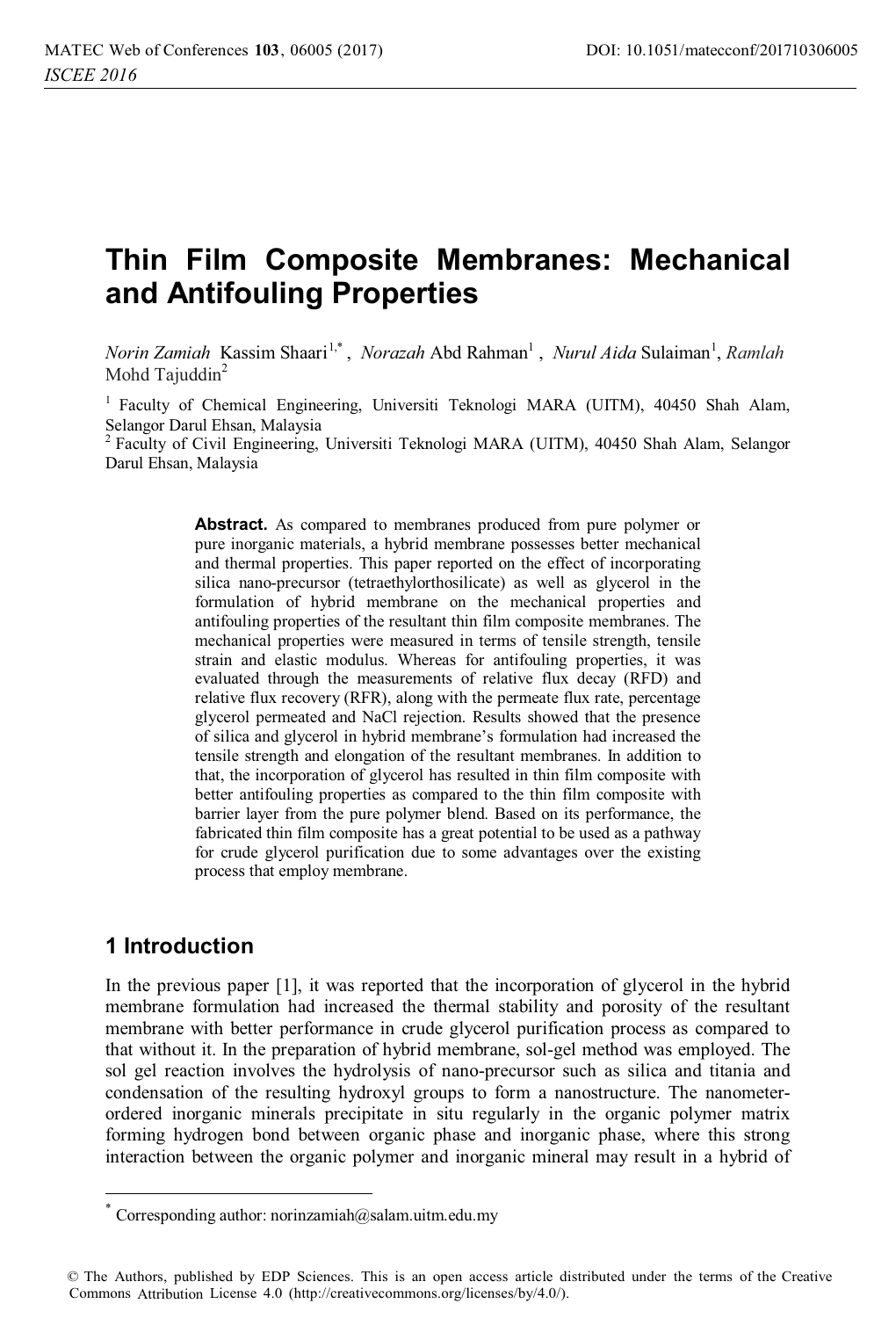# Thin Film Composite Membranes: Mechanical and Antifouling Properties

*Norin Zamiah* Kassim Shaari[1,*], *Norazah* Abd Rahman[1], *Nurul Aida* Sulaiman[1], *Ramlah* Mohd Tajuddin[2]

[1] Faculty of Chemical Engineering, Universiti Teknologi MARA (UITM), 40450 Shah Alam, Selangor Darul Ehsan, Malaysia
[2] Faculty of Civil Engineering, Universiti Teknologi MARA (UITM), 40450 Shah Alam, Selangor Darul Ehsan, Malaysia

**Abstract.** As compared to membranes produced from pure polymer or pure inorganic materials, a hybrid membrane possesses better mechanical and thermal properties. This paper reported on the effect of incorporating silica nano-precursor (tetraethylorthosilicate) as well as glycerol in the formulation of hybrid membrane on the mechanical properties and antifouling properties of the resultant thin film composite membranes. The mechanical properties were measured in terms of tensile strength, tensile strain and elastic modulus. Whereas for antifouling properties, it was evaluated through the measurements of relative flux decay (RFD) and relative flux recovery (RFR), along with the permeate flux rate, percentage glycerol permeated and NaCl rejection. Results showed that the presence of silica and glycerol in hybrid membrane's formulation had increased the tensile strength and elongation of the resultant membranes. In addition to that, the incorporation of glycerol has resulted in thin film composite with better antifouling properties as compared to the thin film composite with barrier layer from the pure polymer blend. Based on its performance, the fabricated thin film composite has a great potential to be used as a pathway for crude glycerol purification due to some advantages over the existing process that employ membrane.

## 1 Introduction

In the previous paper [1], it was reported that the incorporation of glycerol in the hybrid membrane formulation had increased the thermal stability and porosity of the resultant membrane with better performance in crude glycerol purification process as compared to that without it. In the preparation of hybrid membrane, sol-gel method was employed. The sol gel reaction involves the hydrolysis of nano-precursor such as silica and titania and condensation of the resulting hydroxyl groups to form a nanostructure. The nanometer-ordered inorganic minerals precipitate in situ regularly in the organic polymer matrix forming hydrogen bond between organic phase and inorganic phase, where this strong interaction between the organic polymer and inorganic mineral may result in a hybrid of

[*] Corresponding author: norinzamiah@salam.uitm.edu.my

© The Authors, published by EDP Sciences. This is an open access article distributed under the terms of the Creative Commons Attribution License 4.0 (http://creativecommons.org/licenses/by/4.0/).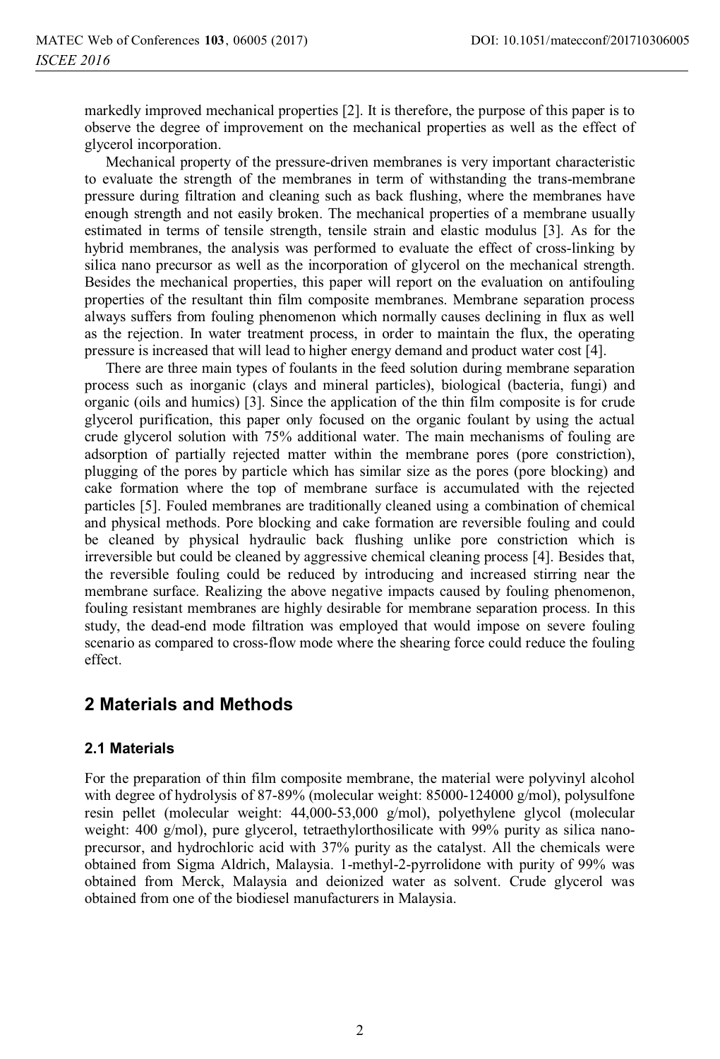markedly improved mechanical properties [2]. It is therefore, the purpose of this paper is to observe the degree of improvement on the mechanical properties as well as the effect of glycerol incorporation.

Mechanical property of the pressure-driven membranes is very important characteristic to evaluate the strength of the membranes in term of withstanding the trans-membrane pressure during filtration and cleaning such as back flushing, where the membranes have enough strength and not easily broken. The mechanical properties of a membrane usually estimated in terms of tensile strength, tensile strain and elastic modulus [3]. As for the hybrid membranes, the analysis was performed to evaluate the effect of cross-linking by silica nano precursor as well as the incorporation of glycerol on the mechanical strength. Besides the mechanical properties, this paper will report on the evaluation on antifouling properties of the resultant thin film composite membranes. Membrane separation process always suffers from fouling phenomenon which normally causes declining in flux as well as the rejection. In water treatment process, in order to maintain the flux, the operating pressure is increased that will lead to higher energy demand and product water cost [4].

There are three main types of foulants in the feed solution during membrane separation process such as inorganic (clays and mineral particles), biological (bacteria, fungi) and organic (oils and humics) [3]. Since the application of the thin film composite is for crude glycerol purification, this paper only focused on the organic foulant by using the actual crude glycerol solution with 75% additional water. The main mechanisms of fouling are adsorption of partially rejected matter within the membrane pores (pore constriction), plugging of the pores by particle which has similar size as the pores (pore blocking) and cake formation where the top of membrane surface is accumulated with the rejected particles [5]. Fouled membranes are traditionally cleaned using a combination of chemical and physical methods. Pore blocking and cake formation are reversible fouling and could be cleaned by physical hydraulic back flushing unlike pore constriction which is irreversible but could be cleaned by aggressive chemical cleaning process [4]. Besides that, the reversible fouling could be reduced by introducing and increased stirring near the membrane surface. Realizing the above negative impacts caused by fouling phenomenon, fouling resistant membranes are highly desirable for membrane separation process. In this study, the dead-end mode filtration was employed that would impose on severe fouling scenario as compared to cross-flow mode where the shearing force could reduce the fouling effect.

## 2 Materials and Methods

### 2.1 Materials

For the preparation of thin film composite membrane, the material were polyvinyl alcohol with degree of hydrolysis of 87-89% (molecular weight: 85000-124000 g/mol), polysulfone resin pellet (molecular weight: 44,000-53,000 g/mol), polyethylene glycol (molecular weight: 400 g/mol), pure glycerol, tetraethylorthosilicate with 99% purity as silica nano-precursor, and hydrochloric acid with 37% purity as the catalyst. All the chemicals were obtained from Sigma Aldrich, Malaysia. 1-methyl-2-pyrrolidone with purity of 99% was obtained from Merck, Malaysia and deionized water as solvent. Crude glycerol was obtained from one of the biodiesel manufacturers in Malaysia.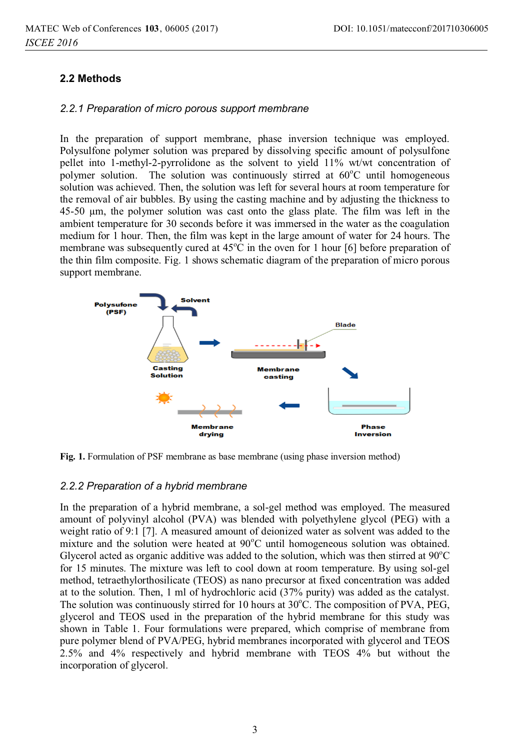## 2.2 Methods

### *2.2.1 Preparation of micro porous support membrane*

In the preparation of support membrane, phase inversion technique was employed. Polysulfone polymer solution was prepared by dissolving specific amount of polysulfone pellet into 1-methyl-2-pyrrolidone as the solvent to yield 11% wt/wt concentration of polymer solution. The solution was continuously stirred at 60°C until homogeneous solution was achieved. Then, the solution was left for several hours at room temperature for the removal of air bubbles. By using the casting machine and by adjusting the thickness to 45-50 μm, the polymer solution was cast onto the glass plate. The film was left in the ambient temperature for 30 seconds before it was immersed in the water as the coagulation medium for 1 hour. Then, the film was kept in the large amount of water for 24 hours. The membrane was subsequently cured at 45°C in the oven for 1 hour [6] before preparation of the thin film composite. Fig. 1 shows schematic diagram of the preparation of micro porous support membrane.

Polysufone (PSF)

Solvent

Casting Solution

Blade

Membrane casting

Membrane drying

Phase Inversion

**Fig. 1.** Formulation of PSF membrane as base membrane (using phase inversion method)

### *2.2.2 Preparation of a hybrid membrane*

In the preparation of a hybrid membrane, a sol-gel method was employed. The measured amount of polyvinyl alcohol (PVA) was blended with polyethylene glycol (PEG) with a weight ratio of 9:1 [7]. A measured amount of deionized water as solvent was added to the mixture and the solution were heated at 90°C until homogeneous solution was obtained. Glycerol acted as organic additive was added to the solution, which was then stirred at 90°C for 15 minutes. The mixture was left to cool down at room temperature. By using sol-gel method, tetraethylorthosilicate (TEOS) as nano precursor at fixed concentration was added at to the solution. Then, 1 ml of hydrochloric acid (37% purity) was added as the catalyst. The solution was continuously stirred for 10 hours at 30°C. The composition of PVA, PEG, glycerol and TEOS used in the preparation of the hybrid membrane for this study was shown in Table 1. Four formulations were prepared, which comprise of membrane from pure polymer blend of PVA/PEG, hybrid membranes incorporated with glycerol and TEOS 2.5% and 4% respectively and hybrid membrane with TEOS 4% but without the incorporation of glycerol.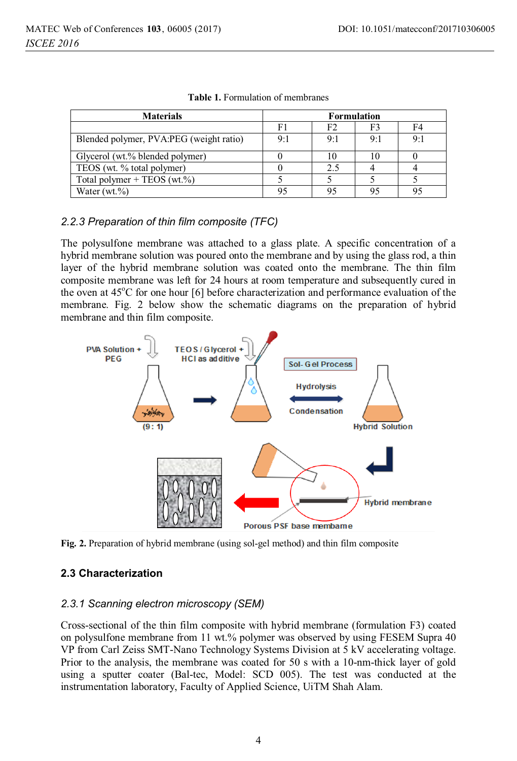**Table 1.** Formulation of membranes

| Materials | Formulation | | | |
|---|---|---|---|---|
| | F1 | F2 | F3 | F4 |
| Blended polymer, PVA:PEG (weight ratio) | 9:1 | 9:1 | 9:1 | 9:1 |
| Glycerol (wt.% blended polymer) | 0 | 10 | 10 | 0 |
| TEOS (wt. % total polymer) | 0 | 2.5 | 4 | 4 |
| Total polymer + TEOS (wt.%) | 5 | 5 | 5 | 5 |
| Water (wt.%) | 95 | 95 | 95 | 95 |

### *2.2.3 Preparation of thin film composite (TFC)*

The polysulfone membrane was attached to a glass plate. A specific concentration of a hybrid membrane solution was poured onto the membrane and by using the glass rod, a thin layer of the hybrid membrane solution was coated onto the membrane. The thin film composite membrane was left for 24 hours at room temperature and subsequently cured in the oven at 45°C for one hour [6] before characterization and performance evaluation of the membrane. Fig. 2 below show the schematic diagrams on the preparation of hybrid membrane and thin film composite.

PVA Solution + PEG
(9 : 1)
TEOS / Glycerol + HCl as additive
Sol- Gel Process
Hydrolysis
Condensation
Hybrid Solution
Hybrid membrane
Porous PSF base membarne

**Fig. 2.** Preparation of hybrid membrane (using sol-gel method) and thin film composite

## 2.3 Characterization

### *2.3.1 Scanning electron microscopy (SEM)*

Cross-sectional of the thin film composite with hybrid membrane (formulation F3) coated on polysulfone membrane from 11 wt.% polymer was observed by using FESEM Supra 40 VP from Carl Zeiss SMT-Nano Technology Systems Division at 5 kV accelerating voltage. Prior to the analysis, the membrane was coated for 50 s with a 10-nm-thick layer of gold using a sputter coater (Bal-tec, Model: SCD 005). The test was conducted at the instrumentation laboratory, Faculty of Applied Science, UiTM Shah Alam.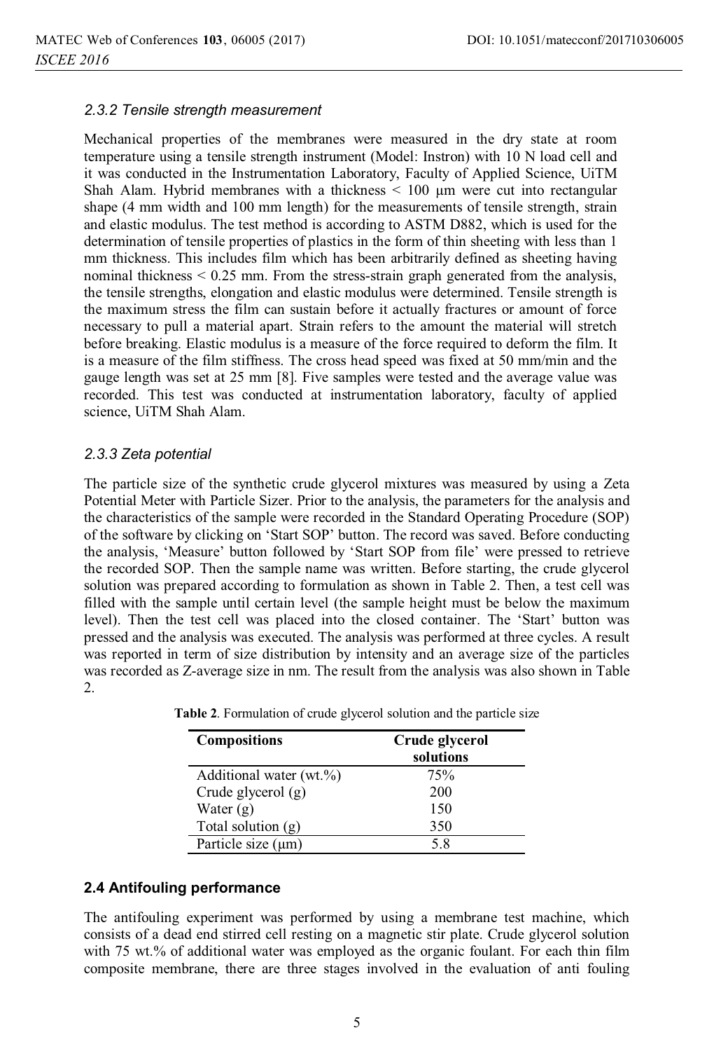### 2.3.2 Tensile strength measurement

Mechanical properties of the membranes were measured in the dry state at room temperature using a tensile strength instrument (Model: Instron) with 10 N load cell and it was conducted in the Instrumentation Laboratory, Faculty of Applied Science, UiTM Shah Alam. Hybrid membranes with a thickness < 100 μm were cut into rectangular shape (4 mm width and 100 mm length) for the measurements of tensile strength, strain and elastic modulus. The test method is according to ASTM D882, which is used for the determination of tensile properties of plastics in the form of thin sheeting with less than 1 mm thickness. This includes film which has been arbitrarily defined as sheeting having nominal thickness < 0.25 mm. From the stress-strain graph generated from the analysis, the tensile strengths, elongation and elastic modulus were determined. Tensile strength is the maximum stress the film can sustain before it actually fractures or amount of force necessary to pull a material apart. Strain refers to the amount the material will stretch before breaking. Elastic modulus is a measure of the force required to deform the film. It is a measure of the film stiffness. The cross head speed was fixed at 50 mm/min and the gauge length was set at 25 mm [8]. Five samples were tested and the average value was recorded. This test was conducted at instrumentation laboratory, faculty of applied science, UiTM Shah Alam.

### 2.3.3 Zeta potential

The particle size of the synthetic crude glycerol mixtures was measured by using a Zeta Potential Meter with Particle Sizer. Prior to the analysis, the parameters for the analysis and the characteristics of the sample were recorded in the Standard Operating Procedure (SOP) of the software by clicking on 'Start SOP' button. The record was saved. Before conducting the analysis, 'Measure' button followed by 'Start SOP from file' were pressed to retrieve the recorded SOP. Then the sample name was written. Before starting, the crude glycerol solution was prepared according to formulation as shown in Table 2. Then, a test cell was filled with the sample until certain level (the sample height must be below the maximum level). Then the test cell was placed into the closed container. The 'Start' button was pressed and the analysis was executed. The analysis was performed at three cycles. A result was reported in term of size distribution by intensity and an average size of the particles was recorded as Z-average size in nm. The result from the analysis was also shown in Table 2.

**Table 2**. Formulation of crude glycerol solution and the particle size

| Compositions | Crude glycerol solutions |
|---|---|
| Additional water (wt.%) | 75% |
| Crude glycerol (g) | 200 |
| Water (g) | 150 |
| Total solution (g) | 350 |
| Particle size (μm) | 5.8 |

## 2.4 Antifouling performance

The antifouling experiment was performed by using a membrane test machine, which consists of a dead end stirred cell resting on a magnetic stir plate. Crude glycerol solution with 75 wt.% of additional water was employed as the organic foulant. For each thin film composite membrane, there are three stages involved in the evaluation of anti fouling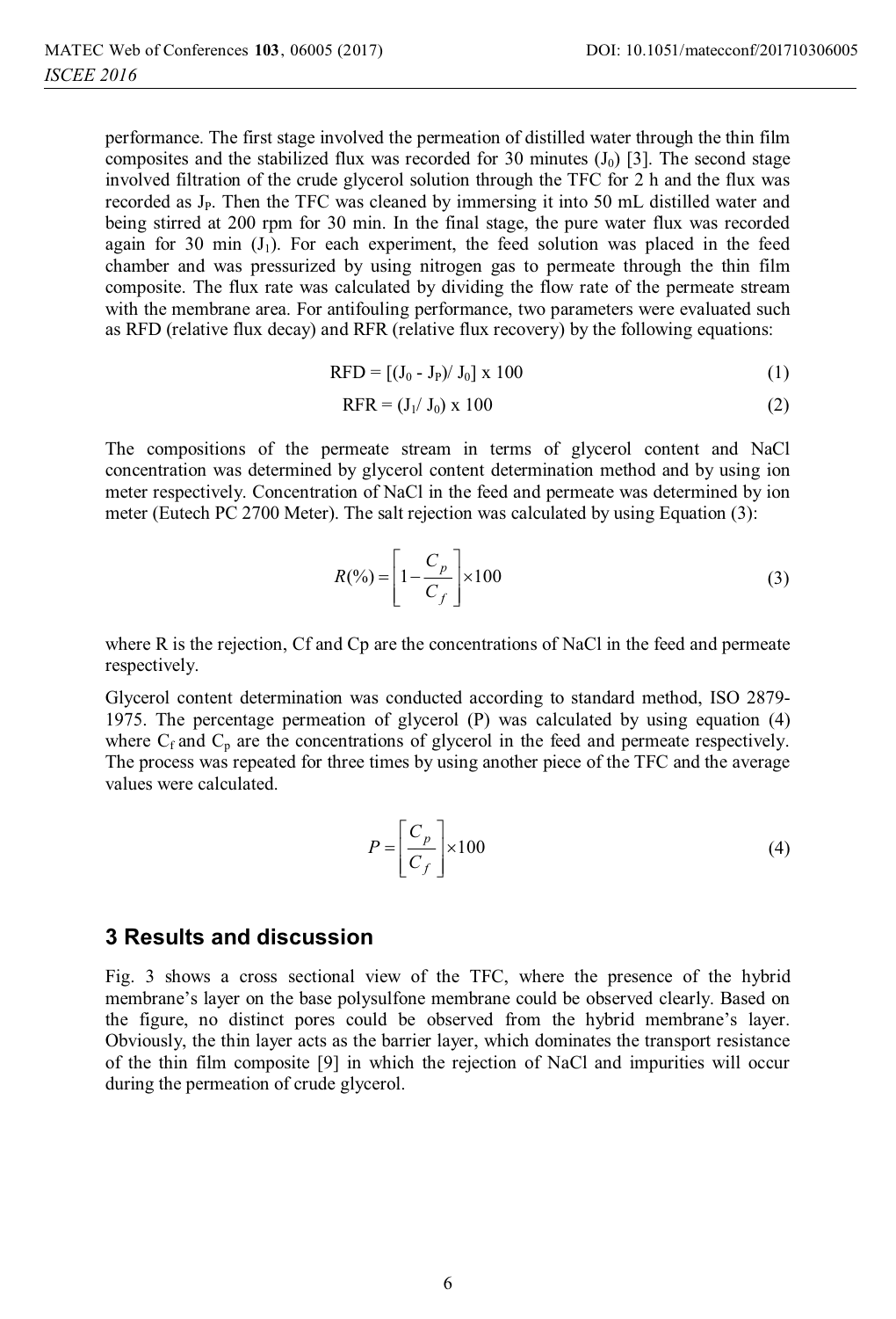performance. The first stage involved the permeation of distilled water through the thin film composites and the stabilized flux was recorded for 30 minutes ($J_0$) [3]. The second stage involved filtration of the crude glycerol solution through the TFC for 2 h and the flux was recorded as $J_P$. Then the TFC was cleaned by immersing it into 50 mL distilled water and being stirred at 200 rpm for 30 min. In the final stage, the pure water flux was recorded again for 30 min ($J_1$). For each experiment, the feed solution was placed in the feed chamber and was pressurized by using nitrogen gas to permeate through the thin film composite. The flux rate was calculated by dividing the flow rate of the permeate stream with the membrane area. For antifouling performance, two parameters were evaluated such as RFD (relative flux decay) and RFR (relative flux recovery) by the following equations:

$$\text{RFD} = [(J_0 - J_P)/ J_0] \times 100 \quad (1)$$

$$\text{RFR} = (J_1/ J_0) \times 100 \quad (2)$$

The compositions of the permeate stream in terms of glycerol content and NaCl concentration was determined by glycerol content determination method and by using ion meter respectively. Concentration of NaCl in the feed and permeate was determined by ion meter (Eutech PC 2700 Meter). The salt rejection was calculated by using Equation (3):

$$R(\%) = \left[1 - \frac{C_p}{C_f}\right] \times 100 \quad (3)$$

where R is the rejection, Cf and Cp are the concentrations of NaCl in the feed and permeate respectively.

Glycerol content determination was conducted according to standard method, ISO 2879-1975. The percentage permeation of glycerol (P) was calculated by using equation (4) where $C_f$ and $C_p$ are the concentrations of glycerol in the feed and permeate respectively. The process was repeated for three times by using another piece of the TFC and the average values were calculated.

$$P = \left[\frac{C_p}{C_f}\right] \times 100 \quad (4)$$

## 3 Results and discussion

Fig. 3 shows a cross sectional view of the TFC, where the presence of the hybrid membrane's layer on the base polysulfone membrane could be observed clearly. Based on the figure, no distinct pores could be observed from the hybrid membrane's layer. Obviously, the thin layer acts as the barrier layer, which dominates the transport resistance of the thin film composite [9] in which the rejection of NaCl and impurities will occur during the permeation of crude glycerol.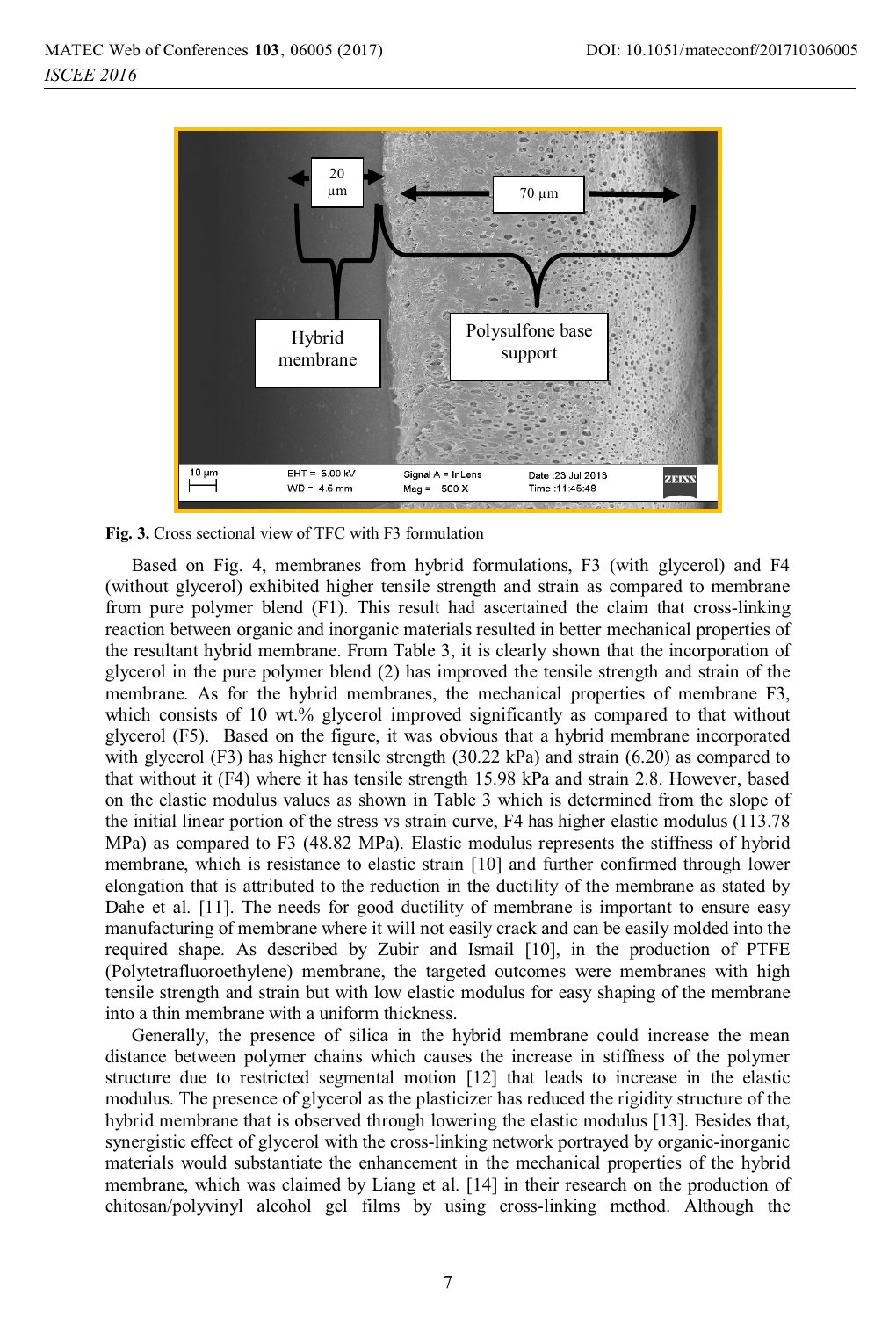20 µm

70 µm

Hybrid membrane

Polysulfone base support

10 µm EHT = 5.00 kV WD = 4.5 mm Signal A = InLens Mag = 500 X Date :23 Jul 2013 Time :11:45:48 ZEISS

**Fig. 3.** Cross sectional view of TFC with F3 formulation

Based on Fig. 4, membranes from hybrid formulations, F3 (with glycerol) and F4 (without glycerol) exhibited higher tensile strength and strain as compared to membrane from pure polymer blend (F1). This result had ascertained the claim that cross-linking reaction between organic and inorganic materials resulted in better mechanical properties of the resultant hybrid membrane. From Table 3, it is clearly shown that the incorporation of glycerol in the pure polymer blend (2) has improved the tensile strength and strain of the membrane. As for the hybrid membranes, the mechanical properties of membrane F3, which consists of 10 wt.% glycerol improved significantly as compared to that without glycerol (F5). Based on the figure, it was obvious that a hybrid membrane incorporated with glycerol (F3) has higher tensile strength (30.22 kPa) and strain (6.20) as compared to that without it (F4) where it has tensile strength 15.98 kPa and strain 2.8. However, based on the elastic modulus values as shown in Table 3 which is determined from the slope of the initial linear portion of the stress vs strain curve, F4 has higher elastic modulus (113.78 MPa) as compared to F3 (48.82 MPa). Elastic modulus represents the stiffness of hybrid membrane, which is resistance to elastic strain [10] and further confirmed through lower elongation that is attributed to the reduction in the ductility of the membrane as stated by Dahe et al. [11]. The needs for good ductility of membrane is important to ensure easy manufacturing of membrane where it will not easily crack and can be easily molded into the required shape. As described by Zubir and Ismail [10], in the production of PTFE (Polytetrafluoroethylene) membrane, the targeted outcomes were membranes with high tensile strength and strain but with low elastic modulus for easy shaping of the membrane into a thin membrane with a uniform thickness.

Generally, the presence of silica in the hybrid membrane could increase the mean distance between polymer chains which causes the increase in stiffness of the polymer structure due to restricted segmental motion [12] that leads to increase in the elastic modulus. The presence of glycerol as the plasticizer has reduced the rigidity structure of the hybrid membrane that is observed through lowering the elastic modulus [13]. Besides that, synergistic effect of glycerol with the cross-linking network portrayed by organic-inorganic materials would substantiate the enhancement in the mechanical properties of the hybrid membrane, which was claimed by Liang et al. [14] in their research on the production of chitosan/polyvinyl alcohol gel films by using cross-linking method. Although the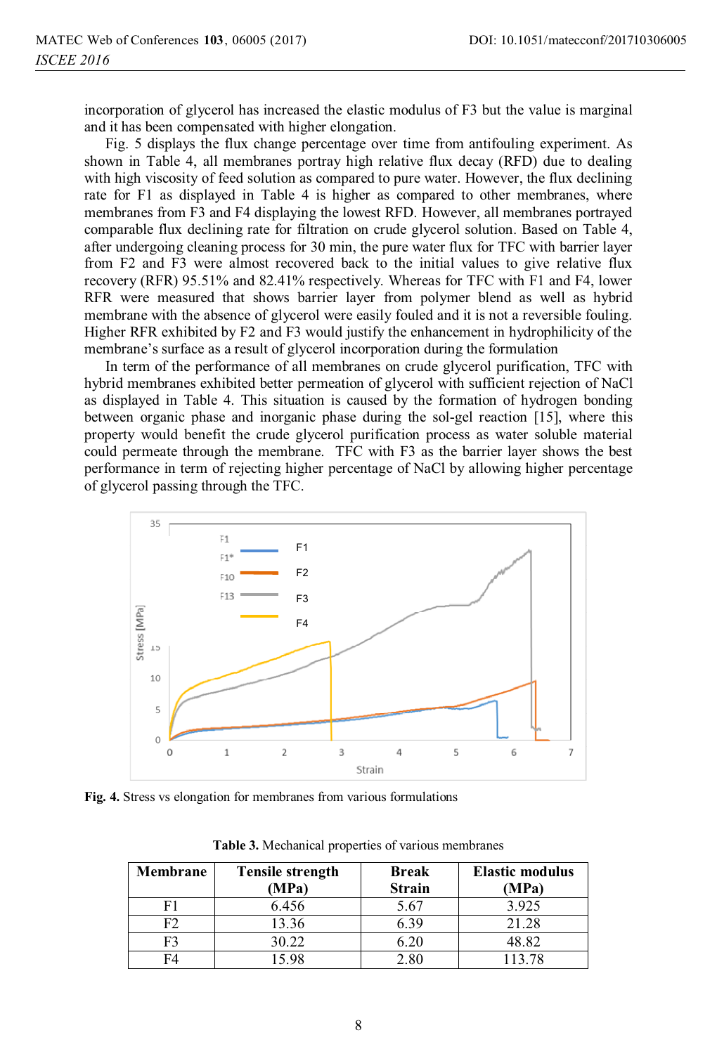incorporation of glycerol has increased the elastic modulus of F3 but the value is marginal and it has been compensated with higher elongation.

Fig. 5 displays the flux change percentage over time from antifouling experiment. As shown in Table 4, all membranes portray high relative flux decay (RFD) due to dealing with high viscosity of feed solution as compared to pure water. However, the flux declining rate for F1 as displayed in Table 4 is higher as compared to other membranes, where membranes from F3 and F4 displaying the lowest RFD. However, all membranes portrayed comparable flux declining rate for filtration on crude glycerol solution. Based on Table 4, after undergoing cleaning process for 30 min, the pure water flux for TFC with barrier layer from F2 and F3 were almost recovered back to the initial values to give relative flux recovery (RFR) 95.51% and 82.41% respectively. Whereas for TFC with F1 and F4, lower RFR were measured that shows barrier layer from polymer blend as well as hybrid membrane with the absence of glycerol were easily fouled and it is not a reversible fouling. Higher RFR exhibited by F2 and F3 would justify the enhancement in hydrophilicity of the membrane's surface as a result of glycerol incorporation during the formulation

In term of the performance of all membranes on crude glycerol purification, TFC with hybrid membranes exhibited better permeation of glycerol with sufficient rejection of NaCl as displayed in Table 4. This situation is caused by the formation of hydrogen bonding between organic phase and inorganic phase during the sol-gel reaction [15], where this property would benefit the crude glycerol purification process as water soluble material could permeate through the membrane. TFC with F3 as the barrier layer shows the best performance in term of rejecting higher percentage of NaCl by allowing higher percentage of glycerol passing through the TFC.

35
F1
F1*
F10
F13
F1
F2
F3
F4
Stress [MPa]
15
10
5
0
0 1 2 3 4 5 6 7
Strain

**Fig. 4.** Stress vs elongation for membranes from various formulations

**Table 3.** Mechanical properties of various membranes

| Membrane | Tensile strength (MPa) | Break Strain | Elastic modulus (MPa) |
|---|---|---|---|
| F1 | 6.456 | 5.67 | 3.925 |
| F2 | 13.36 | 6.39 | 21.28 |
| F3 | 30.22 | 6.20 | 48.82 |
| F4 | 15.98 | 2.80 | 113.78 |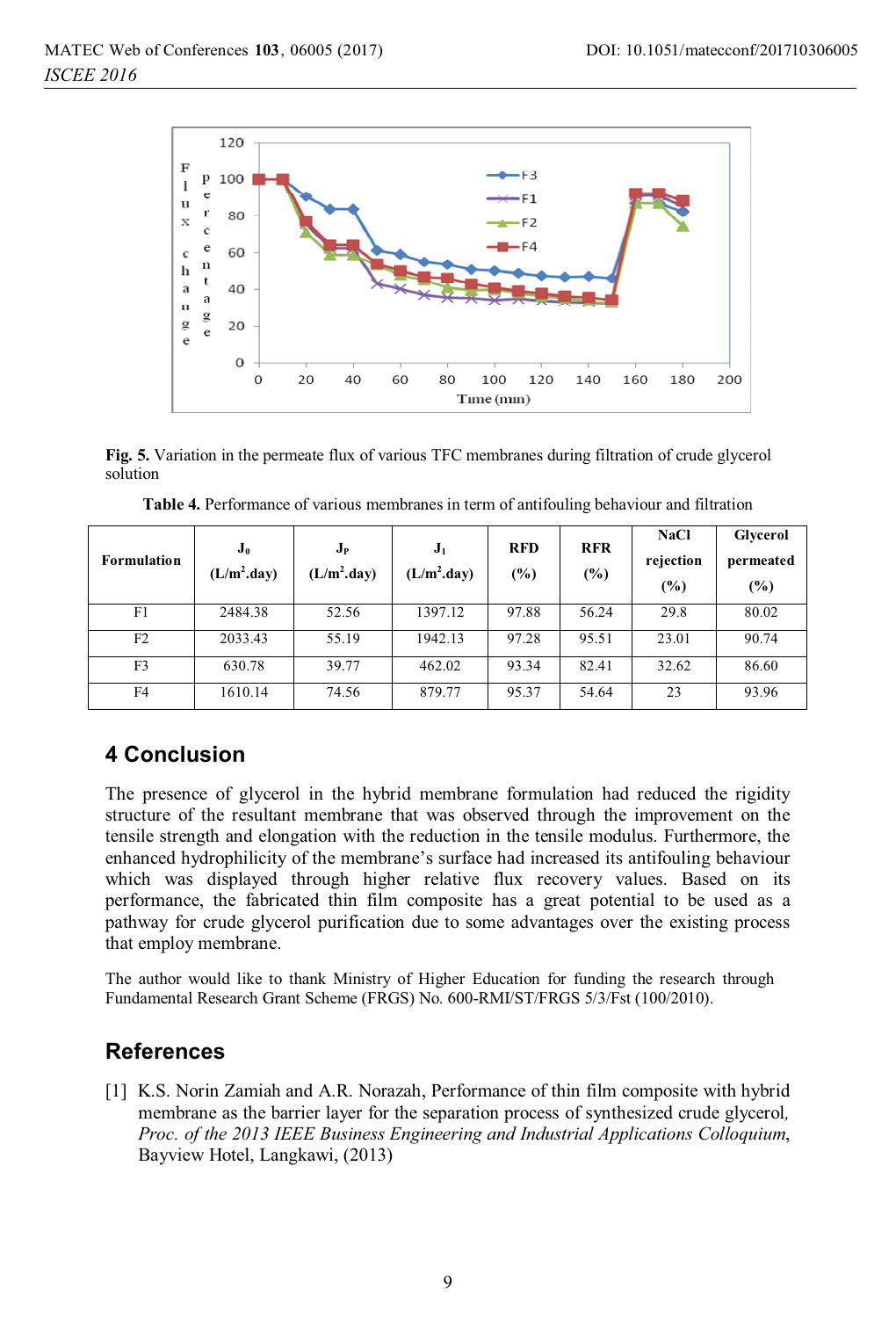120
100
80
60
40
20
0

Flux change percentage

F3
F1
F2
F4

0 20 40 60 80 100 120 140 160 180 200

Time (min)

**Fig. 5.** Variation in the permeate flux of various TFC membranes during filtration of crude glycerol solution

**Table 4.** Performance of various membranes in term of antifouling behaviour and filtration

| Formulation | $J_0$ ($L/m^2$.day) | $J_P$ ($L/m^2$.day) | $J_1$ ($L/m^2$.day) | RFD (%) | RFR (%) | NaCl rejection (%) | Glycerol permeated (%) |
|---|---|---|---|---|---|---|---|
| F1 | 2484.38 | 52.56 | 1397.12 | 97.88 | 56.24 | 29.8 | 80.02 |
| F2 | 2033.43 | 55.19 | 1942.13 | 97.28 | 95.51 | 23.01 | 90.74 |
| F3 | 630.78 | 39.77 | 462.02 | 93.34 | 82.41 | 32.62 | 86.60 |
| F4 | 1610.14 | 74.56 | 879.77 | 95.37 | 54.64 | 23 | 93.96 |

## 4 Conclusion

The presence of glycerol in the hybrid membrane formulation had reduced the rigidity structure of the resultant membrane that was observed through the improvement on the tensile strength and elongation with the reduction in the tensile modulus. Furthermore, the enhanced hydrophilicity of the membrane's surface had increased its antifouling behaviour which was displayed through higher relative flux recovery values. Based on its performance, the fabricated thin film composite has a great potential to be used as a pathway for crude glycerol purification due to some advantages over the existing process that employ membrane.

The author would like to thank Ministry of Higher Education for funding the research through Fundamental Research Grant Scheme (FRGS) No. 600-RMI/ST/FRGS 5/3/Fst (100/2010).

## References

[1] K.S. Norin Zamiah and A.R. Norazah, Performance of thin film composite with hybrid membrane as the barrier layer for the separation process of synthesized crude glycerol, *Proc. of the 2013 IEEE Business Engineering and Industrial Applications Colloquium*, Bayview Hotel, Langkawi, (2013)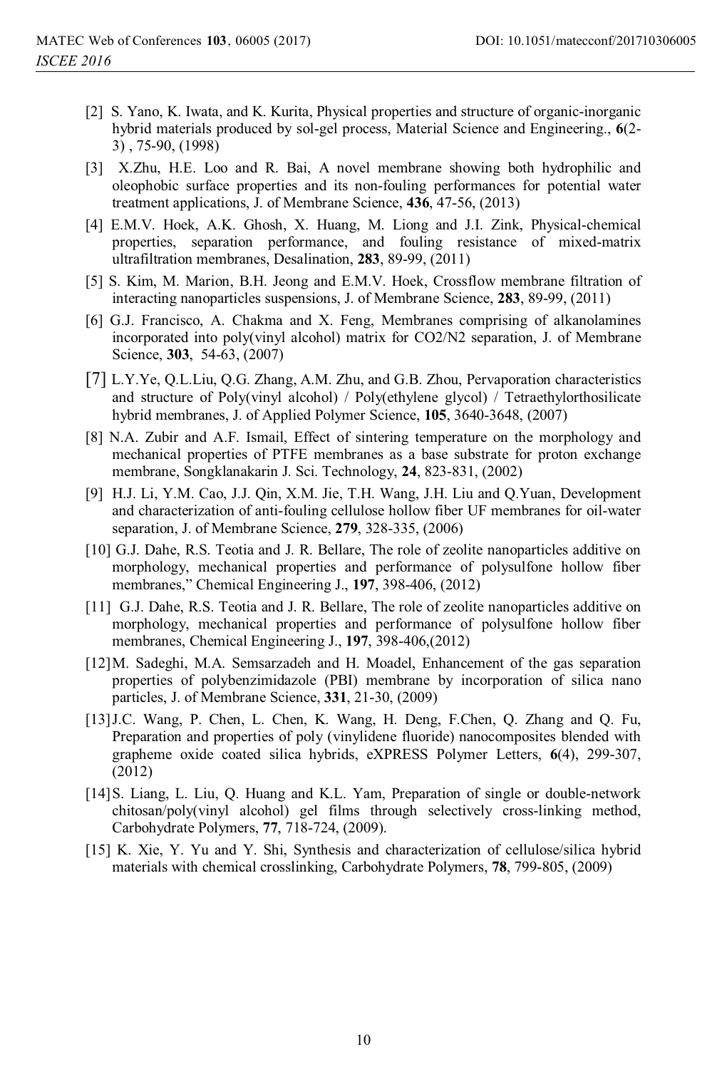[2] S. Yano, K. Iwata, and K. Kurita, Physical properties and structure of organic-inorganic hybrid materials produced by sol-gel process, Material Science and Engineering., **6**(2-3) , 75-90, (1998)

[3] X.Zhu, H.E. Loo and R. Bai, A novel membrane showing both hydrophilic and oleophobic surface properties and its non-fouling performances for potential water treatment applications, J. of Membrane Science, **436**, 47-56, (2013)

[4] E.M.V. Hoek, A.K. Ghosh, X. Huang, M. Liong and J.I. Zink, Physical-chemical properties, separation performance, and fouling resistance of mixed-matrix ultrafiltration membranes, Desalination, **283**, 89-99, (2011)

[5] S. Kim, M. Marion, B.H. Jeong and E.M.V. Hoek, Crossflow membrane filtration of interacting nanoparticles suspensions, J. of Membrane Science, **283**, 89-99, (2011)

[6] G.J. Francisco, A. Chakma and X. Feng, Membranes comprising of alkanolamines incorporated into poly(vinyl alcohol) matrix for CO2/N2 separation, J. of Membrane Science, **303**, 54-63, (2007)

[7] L.Y.Ye, Q.L.Liu, Q.G. Zhang, A.M. Zhu, and G.B. Zhou, Pervaporation characteristics and structure of Poly(vinyl alcohol) / Poly(ethylene glycol) / Tetraethylorthosilicate hybrid membranes, J. of Applied Polymer Science, **105**, 3640-3648, (2007)

[8] N.A. Zubir and A.F. Ismail, Effect of sintering temperature on the morphology and mechanical properties of PTFE membranes as a base substrate for proton exchange membrane, Songklanakarin J. Sci. Technology, **24**, 823-831, (2002)

[9] H.J. Li, Y.M. Cao, J.J. Qin, X.M. Jie, T.H. Wang, J.H. Liu and Q.Yuan, Development and characterization of anti-fouling cellulose hollow fiber UF membranes for oil-water separation, J. of Membrane Science, **279**, 328-335, (2006)

[10] G.J. Dahe, R.S. Teotia and J. R. Bellare, The role of zeolite nanoparticles additive on morphology, mechanical properties and performance of polysulfone hollow fiber membranes," Chemical Engineering J., **197**, 398-406, (2012)

[11] G.J. Dahe, R.S. Teotia and J. R. Bellare, The role of zeolite nanoparticles additive on morphology, mechanical properties and performance of polysulfone hollow fiber membranes, Chemical Engineering J., **197**, 398-406,(2012)

[12] M. Sadeghi, M.A. Semsarzadeh and H. Moadel, Enhancement of the gas separation properties of polybenzimidazole (PBI) membrane by incorporation of silica nano particles, J. of Membrane Science, **331**, 21-30, (2009)

[13] J.C. Wang, P. Chen, L. Chen, K. Wang, H. Deng, F.Chen, Q. Zhang and Q. Fu, Preparation and properties of poly (vinylidene fluoride) nanocomposites blended with grapheme oxide coated silica hybrids, eXPRESS Polymer Letters, **6**(4), 299-307, (2012)

[14] S. Liang, L. Liu, Q. Huang and K.L. Yam, Preparation of single or double-network chitosan/poly(vinyl alcohol) gel films through selectively cross-linking method, Carbohydrate Polymers, **77**, 718-724, (2009).

[15] K. Xie, Y. Yu and Y. Shi, Synthesis and characterization of cellulose/silica hybrid materials with chemical crosslinking, Carbohydrate Polymers, **78**, 799-805, (2009)